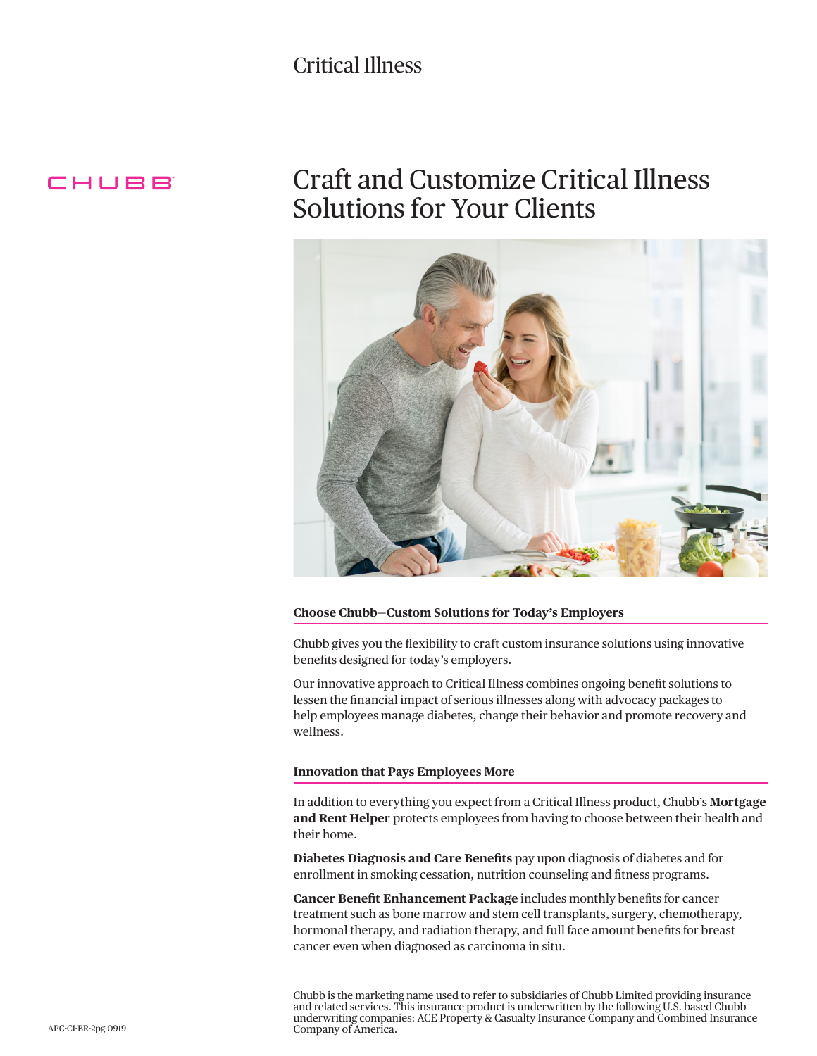Critical Illness

CHUBB

# Craft and Customize Critical Illness Solutions for Your Clients

## Choose Chubb—Custom Solutions for Today's Employers

Chubb gives you the flexibility to craft custom insurance solutions using innovative benefits designed for today's employers.

Our innovative approach to Critical Illness combines ongoing benefit solutions to lessen the financial impact of serious illnesses along with advocacy packages to help employees manage diabetes, change their behavior and promote recovery and wellness.

## Innovation that Pays Employees More

In addition to everything you expect from a Critical Illness product, Chubb's **Mortgage and Rent Helper** protects employees from having to choose between their health and their home.

**Diabetes Diagnosis and Care Benefits** pay upon diagnosis of diabetes and for enrollment in smoking cessation, nutrition counseling and fitness programs.

**Cancer Benefit Enhancement Package** includes monthly benefits for cancer treatment such as bone marrow and stem cell transplants, surgery, chemotherapy, hormonal therapy, and radiation therapy, and full face amount benefits for breast cancer even when diagnosed as carcinoma in situ.

Chubb is the marketing name used to refer to subsidiaries of Chubb Limited providing insurance and related services. This insurance product is underwritten by the following U.S. based Chubb underwriting companies: ACE Property & Casualty Insurance Company and Combined Insurance Company of America.

APC-CI-BR-2pg-0919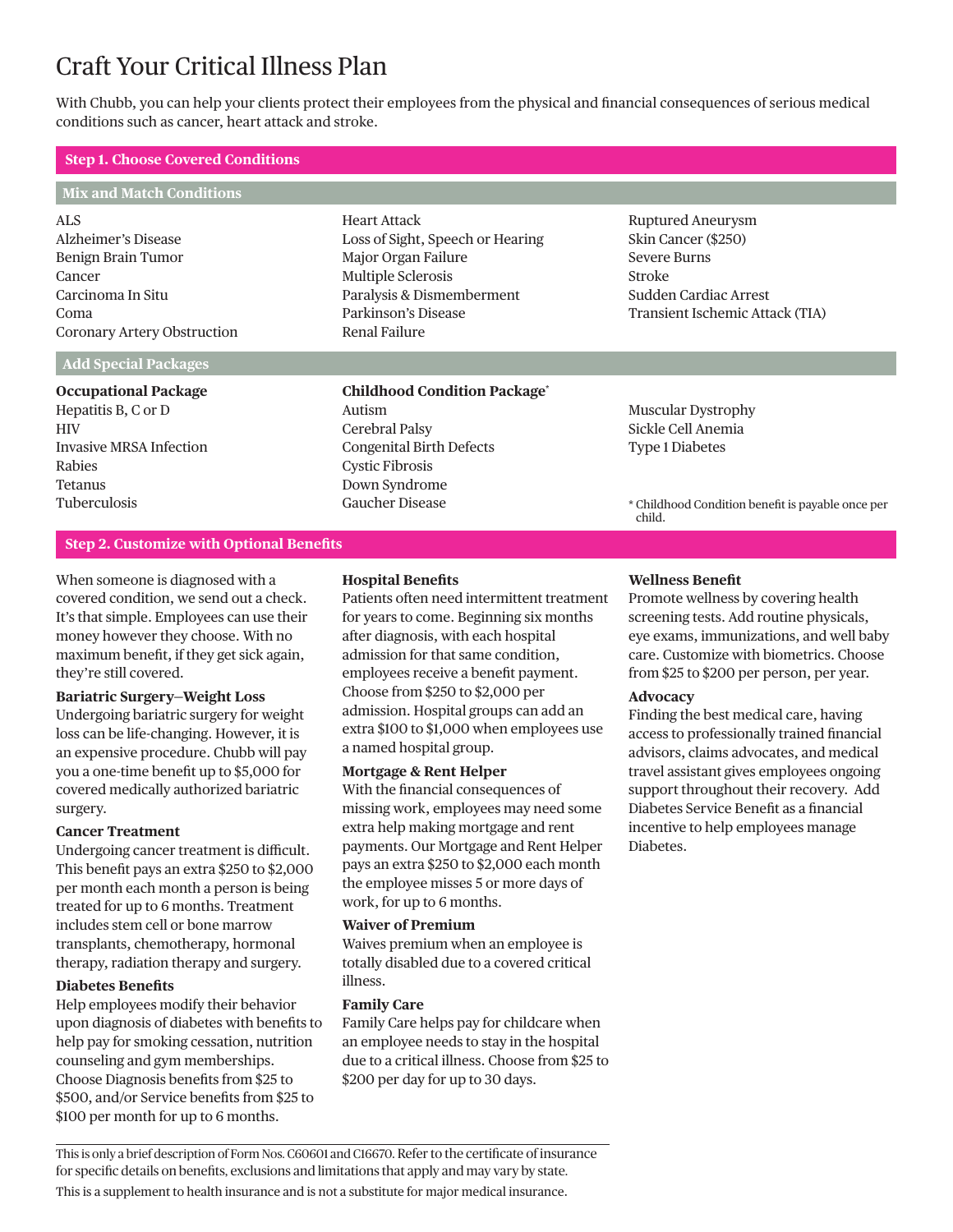# Craft Your Critical Illness Plan

With Chubb, you can help your clients protect their employees from the physical and financial consequences of serious medical conditions such as cancer, heart attack and stroke.

## Step 1. Choose Covered Conditions

### Mix and Match Conditions

- ALS
- Alzheimer's Disease
- Benign Brain Tumor
- Cancer
- Carcinoma In Situ
- Coma
- Coronary Artery Obstruction
- Heart Attack
- Loss of Sight, Speech or Hearing
- Major Organ Failure
- Multiple Sclerosis
- Paralysis & Dismemberment
- Parkinson's Disease
- Renal Failure
- Ruptured Aneurysm
- Skin Cancer ($250)
- Severe Burns
- Stroke
- Sudden Cardiac Arrest
- Transient Ischemic Attack (TIA)

### Add Special Packages

**Occupational Package**

- Hepatitis B, C or D
- HIV
- Invasive MRSA Infection
- Rabies
- Tetanus
- Tuberculosis

**Childhood Condition Package***

- Autism
- Cerebral Palsy
- Congenital Birth Defects
- Cystic Fibrosis
- Down Syndrome
- Gaucher Disease
- Muscular Dystrophy
- Sickle Cell Anemia
- Type 1 Diabetes

\* Childhood Condition benefit is payable once per child.

## Step 2. Customize with Optional Benefits

When someone is diagnosed with a covered condition, we send out a check. It's that simple. Employees can use their money however they choose. With no maximum benefit, if they get sick again, they're still covered.

**Bariatric Surgery–Weight Loss**
Undergoing bariatric surgery for weight loss can be life-changing. However, it is an expensive procedure. Chubb will pay you a one-time benefit up to $5,000 for covered medically authorized bariatric surgery.

**Cancer Treatment**
Undergoing cancer treatment is difficult. This benefit pays an extra $250 to $2,000 per month each month a person is being treated for up to 6 months. Treatment includes stem cell or bone marrow transplants, chemotherapy, hormonal therapy, radiation therapy and surgery.

**Diabetes Benefits**
Help employees modify their behavior upon diagnosis of diabetes with benefits to help pay for smoking cessation, nutrition counseling and gym memberships. Choose Diagnosis benefits from $25 to $500, and/or Service benefits from $25 to $100 per month for up to 6 months.

**Hospital Benefits**
Patients often need intermittent treatment for years to come. Beginning six months after diagnosis, with each hospital admission for that same condition, employees receive a benefit payment. Choose from $250 to $2,000 per admission. Hospital groups can add an extra $100 to $1,000 when employees use a named hospital group.

**Mortgage & Rent Helper**
With the financial consequences of missing work, employees may need some extra help making mortgage and rent payments. Our Mortgage and Rent Helper pays an extra $250 to $2,000 each month the employee misses 5 or more days of work, for up to 6 months.

**Waiver of Premium**
Waives premium when an employee is totally disabled due to a covered critical illness.

**Family Care**
Family Care helps pay for childcare when an employee needs to stay in the hospital due to a critical illness. Choose from $25 to $200 per day for up to 30 days.

**Wellness Benefit**
Promote wellness by covering health screening tests. Add routine physicals, eye exams, immunizations, and well baby care. Customize with biometrics. Choose from $25 to $200 per person, per year.

**Advocacy**
Finding the best medical care, having access to professionally trained financial advisors, claims advocates, and medical travel assistant gives employees ongoing support throughout their recovery. Add Diabetes Service Benefit as a financial incentive to help employees manage Diabetes.

---

This is only a brief description of Form Nos. C60601 and C16670. Refer to the certificate of insurance for specific details on benefits, exclusions and limitations that apply and may vary by state.

This is a supplement to health insurance and is not a substitute for major medical insurance.